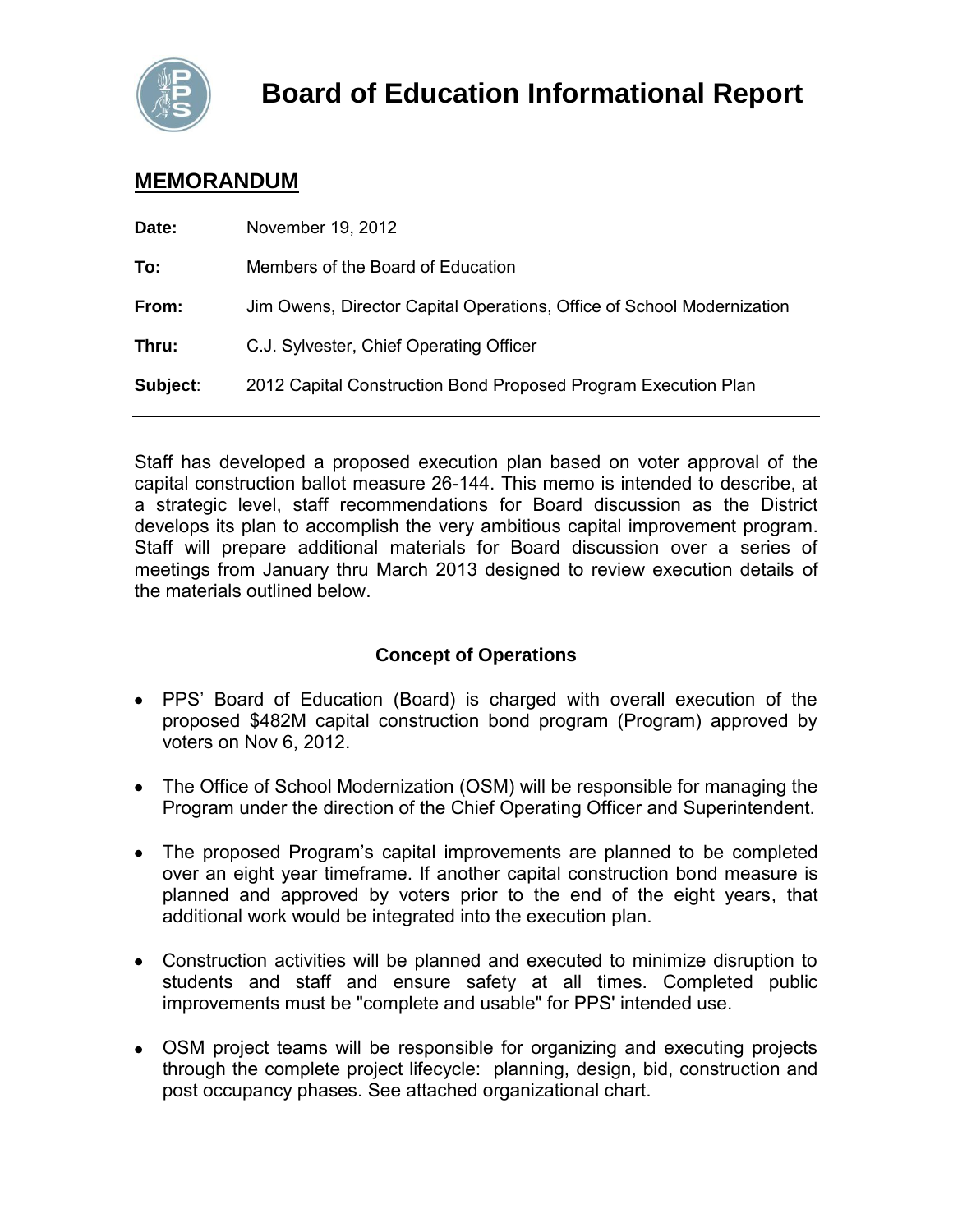# Board of Education Informational Report

## MEMORANDUM

**Date:** November 19, 2012

**To:** Members of the Board of Education

**From:** Jim Owens, Director Capital Operations, Office of School Modernization

**Thru:** C.J. Sylvester, Chief Operating Officer

**Subject**: 2012 Capital Construction Bond Proposed Program Execution Plan

---

Staff has developed a proposed execution plan based on voter approval of the capital construction ballot measure 26-144. This memo is intended to describe, at a strategic level, staff recommendations for Board discussion as the District develops its plan to accomplish the very ambitious capital improvement program. Staff will prepare additional materials for Board discussion over a series of meetings from January thru March 2013 designed to review execution details of the materials outlined below.

### Concept of Operations

- PPS' Board of Education (Board) is charged with overall execution of the proposed $482M capital construction bond program (Program) approved by voters on Nov 6, 2012.
- The Office of School Modernization (OSM) will be responsible for managing the Program under the direction of the Chief Operating Officer and Superintendent.
- The proposed Program's capital improvements are planned to be completed over an eight year timeframe. If another capital construction bond measure is planned and approved by voters prior to the end of the eight years, that additional work would be integrated into the execution plan.
- Construction activities will be planned and executed to minimize disruption to students and staff and ensure safety at all times. Completed public improvements must be "complete and usable" for PPS' intended use.
- OSM project teams will be responsible for organizing and executing projects through the complete project lifecycle: planning, design, bid, construction and post occupancy phases. See attached organizational chart.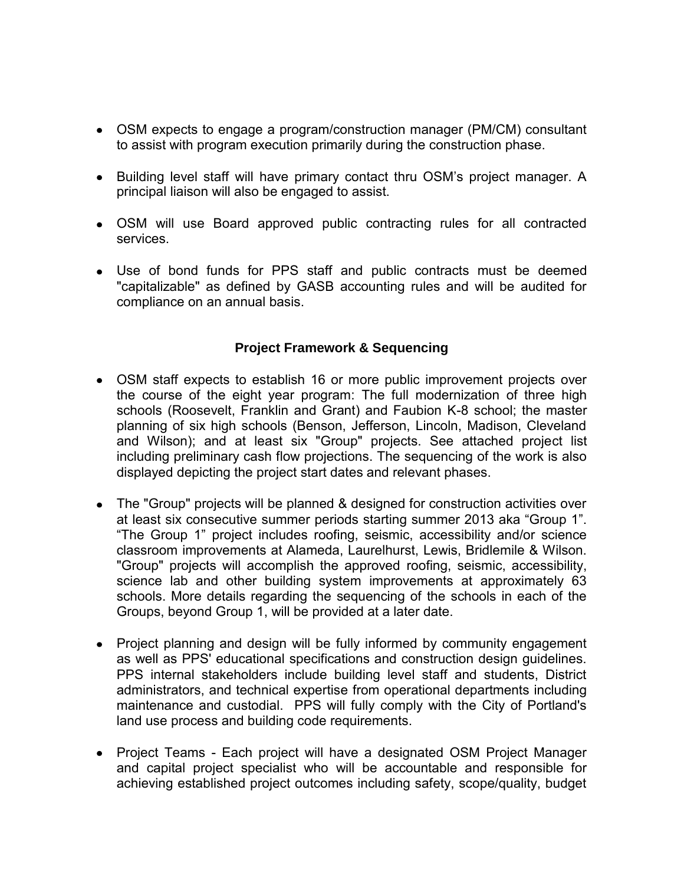- OSM expects to engage a program/construction manager (PM/CM) consultant to assist with program execution primarily during the construction phase.

- Building level staff will have primary contact thru OSM's project manager. A principal liaison will also be engaged to assist.

- OSM will use Board approved public contracting rules for all contracted services.

- Use of bond funds for PPS staff and public contracts must be deemed "capitalizable" as defined by GASB accounting rules and will be audited for compliance on an annual basis.

### Project Framework & Sequencing

- OSM staff expects to establish 16 or more public improvement projects over the course of the eight year program: The full modernization of three high schools (Roosevelt, Franklin and Grant) and Faubion K-8 school; the master planning of six high schools (Benson, Jefferson, Lincoln, Madison, Cleveland and Wilson); and at least six "Group" projects. See attached project list including preliminary cash flow projections. The sequencing of the work is also displayed depicting the project start dates and relevant phases.

- The "Group" projects will be planned & designed for construction activities over at least six consecutive summer periods starting summer 2013 aka "Group 1". "The Group 1" project includes roofing, seismic, accessibility and/or science classroom improvements at Alameda, Laurelhurst, Lewis, Bridlemile & Wilson. "Group" projects will accomplish the approved roofing, seismic, accessibility, science lab and other building system improvements at approximately 63 schools. More details regarding the sequencing of the schools in each of the Groups, beyond Group 1, will be provided at a later date.

- Project planning and design will be fully informed by community engagement as well as PPS' educational specifications and construction design guidelines. PPS internal stakeholders include building level staff and students, District administrators, and technical expertise from operational departments including maintenance and custodial. PPS will fully comply with the City of Portland's land use process and building code requirements.

- Project Teams - Each project will have a designated OSM Project Manager and capital project specialist who will be accountable and responsible for achieving established project outcomes including safety, scope/quality, budget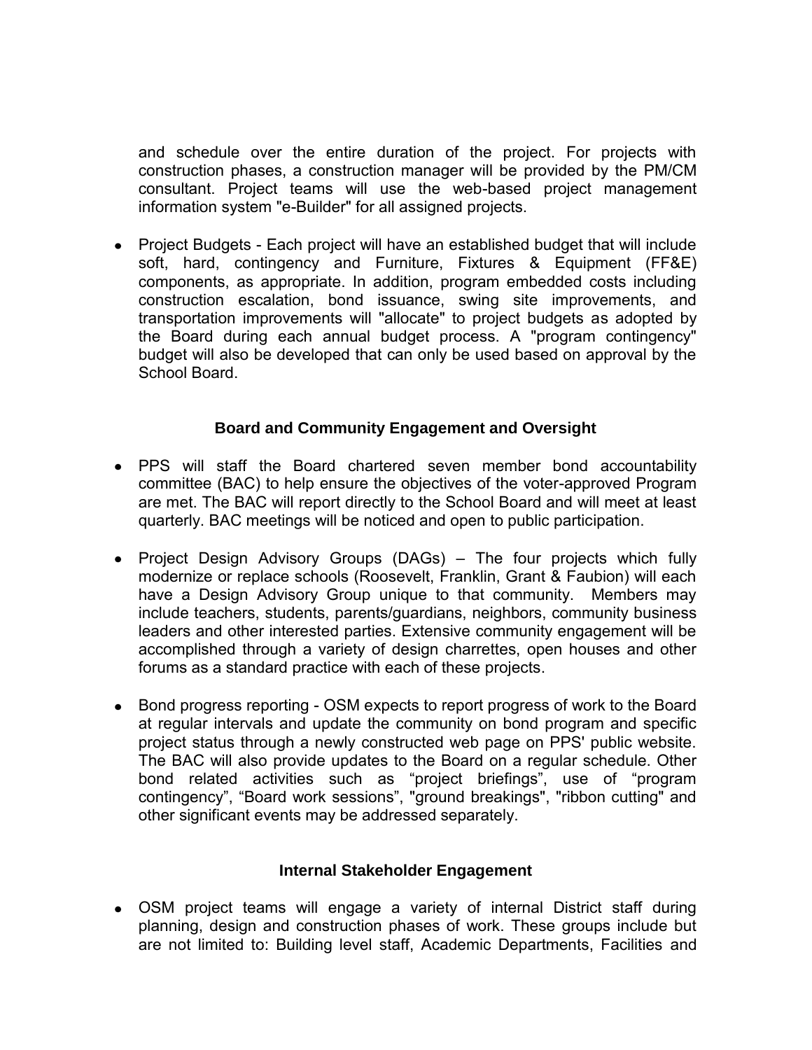and schedule over the entire duration of the project. For projects with construction phases, a construction manager will be provided by the PM/CM consultant. Project teams will use the web-based project management information system "e-Builder" for all assigned projects.

- Project Budgets - Each project will have an established budget that will include soft, hard, contingency and Furniture, Fixtures & Equipment (FF&E) components, as appropriate. In addition, program embedded costs including construction escalation, bond issuance, swing site improvements, and transportation improvements will "allocate" to project budgets as adopted by the Board during each annual budget process. A "program contingency" budget will also be developed that can only be used based on approval by the School Board.

### Board and Community Engagement and Oversight

- PPS will staff the Board chartered seven member bond accountability committee (BAC) to help ensure the objectives of the voter-approved Program are met. The BAC will report directly to the School Board and will meet at least quarterly. BAC meetings will be noticed and open to public participation.

- Project Design Advisory Groups (DAGs) – The four projects which fully modernize or replace schools (Roosevelt, Franklin, Grant & Faubion) will each have a Design Advisory Group unique to that community. Members may include teachers, students, parents/guardians, neighbors, community business leaders and other interested parties. Extensive community engagement will be accomplished through a variety of design charrettes, open houses and other forums as a standard practice with each of these projects.

- Bond progress reporting - OSM expects to report progress of work to the Board at regular intervals and update the community on bond program and specific project status through a newly constructed web page on PPS' public website. The BAC will also provide updates to the Board on a regular schedule. Other bond related activities such as "project briefings", use of "program contingency", "Board work sessions", "ground breakings", "ribbon cutting" and other significant events may be addressed separately.

### Internal Stakeholder Engagement

- OSM project teams will engage a variety of internal District staff during planning, design and construction phases of work. These groups include but are not limited to: Building level staff, Academic Departments, Facilities and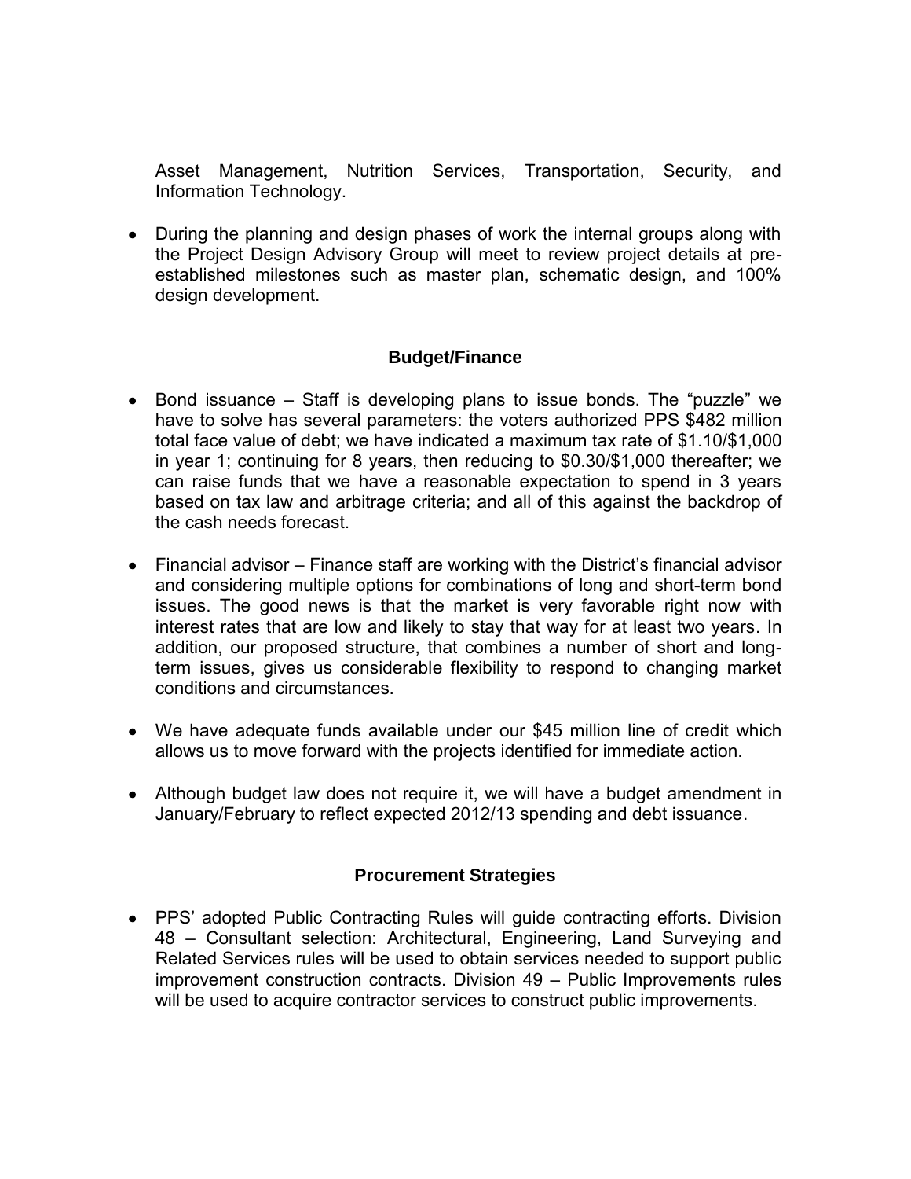Asset Management, Nutrition Services, Transportation, Security, and Information Technology.

- During the planning and design phases of work the internal groups along with the Project Design Advisory Group will meet to review project details at pre-established milestones such as master plan, schematic design, and 100% design development.

## Budget/Finance

- Bond issuance – Staff is developing plans to issue bonds. The "puzzle" we have to solve has several parameters: the voters authorized PPS $482 million total face value of debt; we have indicated a maximum tax rate of $1.10/$1,000 in year 1; continuing for 8 years, then reducing to $0.30/$1,000 thereafter; we can raise funds that we have a reasonable expectation to spend in 3 years based on tax law and arbitrage criteria; and all of this against the backdrop of the cash needs forecast.

- Financial advisor – Finance staff are working with the District's financial advisor and considering multiple options for combinations of long and short-term bond issues. The good news is that the market is very favorable right now with interest rates that are low and likely to stay that way for at least two years. In addition, our proposed structure, that combines a number of short and long-term issues, gives us considerable flexibility to respond to changing market conditions and circumstances.

- We have adequate funds available under our $45 million line of credit which allows us to move forward with the projects identified for immediate action.

- Although budget law does not require it, we will have a budget amendment in January/February to reflect expected 2012/13 spending and debt issuance.

## Procurement Strategies

- PPS' adopted Public Contracting Rules will guide contracting efforts. Division 48 – Consultant selection: Architectural, Engineering, Land Surveying and Related Services rules will be used to obtain services needed to support public improvement construction contracts. Division 49 – Public Improvements rules will be used to acquire contractor services to construct public improvements.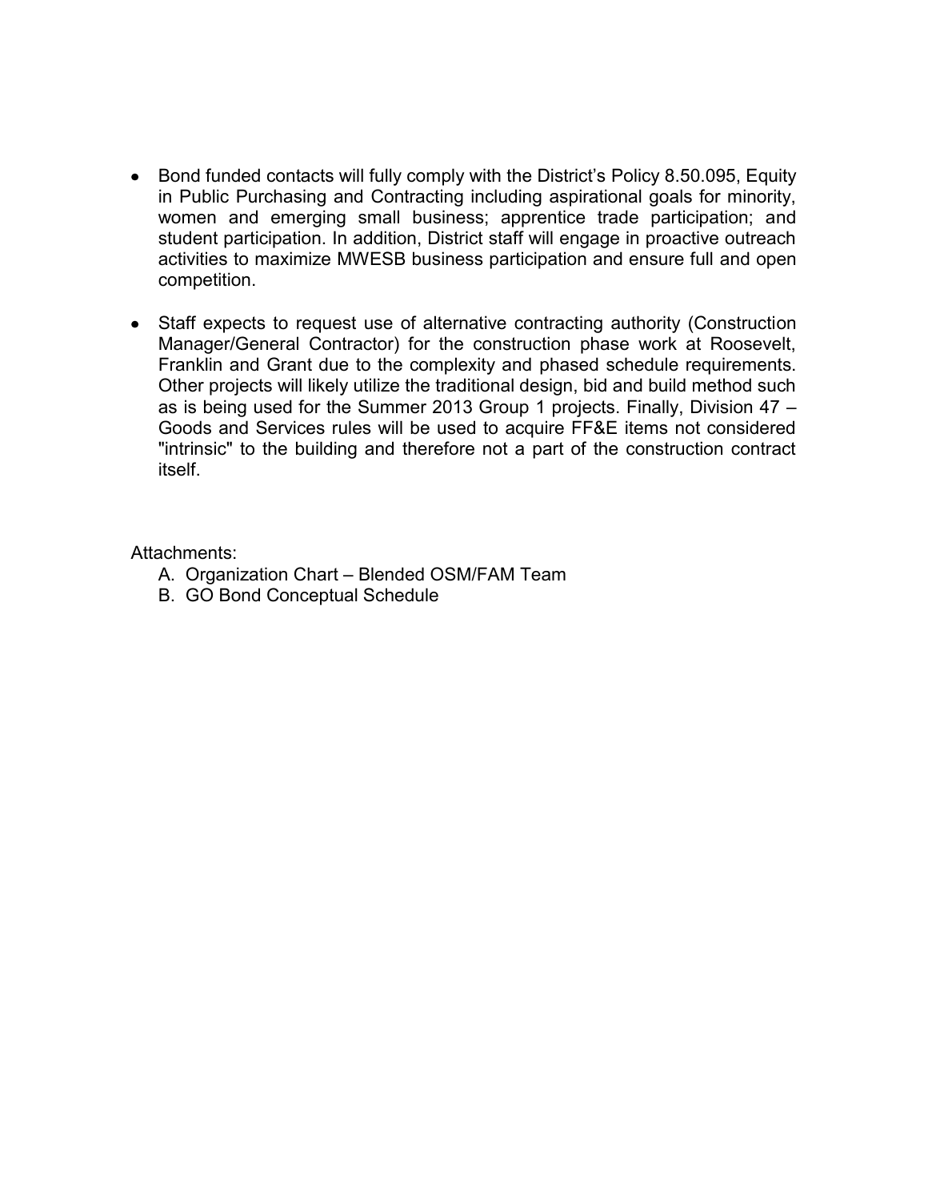- Bond funded contacts will fully comply with the District's Policy 8.50.095, Equity in Public Purchasing and Contracting including aspirational goals for minority, women and emerging small business; apprentice trade participation; and student participation. In addition, District staff will engage in proactive outreach activities to maximize MWESB business participation and ensure full and open competition.

- Staff expects to request use of alternative contracting authority (Construction Manager/General Contractor) for the construction phase work at Roosevelt, Franklin and Grant due to the complexity and phased schedule requirements. Other projects will likely utilize the traditional design, bid and build method such as is being used for the Summer 2013 Group 1 projects. Finally, Division 47 – Goods and Services rules will be used to acquire FF&E items not considered "intrinsic" to the building and therefore not a part of the construction contract itself.

Attachments:

A. Organization Chart – Blended OSM/FAM Team
B. GO Bond Conceptual Schedule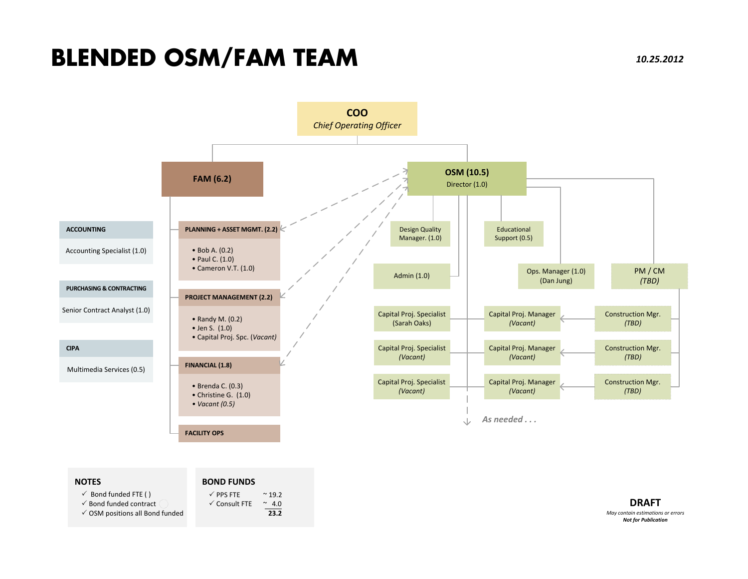# BLENDED OSM/FAM TEAM

*10.25.2012*

**COO**
*Chief Operating Officer*

## FAM (6.2)

**ACCOUNTING**
- Accounting Specialist (1.0)

**PURCHASING & CONTRACTING**
- Senior Contract Analyst (1.0)

**CIPA**
- Multimedia Services (0.5)

**PLANNING + ASSET MGMT. (2.2)**
- Bob A. (0.2)
- Paul C. (1.0)
- Cameron V.T. (1.0)

**PROJECT MANAGEMENT (2.2)**
- Randy M. (0.2)
- Jen S. (1.0)
- Capital Proj. Spc. (*Vacant*)

**FINANCIAL (1.8)**
- Brenda C. (0.3)
- Christine G. (1.0)
- *Vacant (0.5)*

**FACILITY OPS**

## OSM (10.5)

Director (1.0)

- Design Quality Manager. (1.0)
- Educational Support (0.5)
- Admin (1.0)
- Ops. Manager (1.0) (Dan Jung)
- PM / CM (*TBD*)

| Capital Proj. Specialist | Capital Proj. Manager | Construction Mgr. |
|---|---|---|
| Capital Proj. Specialist (Sarah Oaks) | Capital Proj. Manager (*Vacant*) | Construction Mgr. (*TBD*) |
| Capital Proj. Specialist (*Vacant*) | Capital Proj. Manager (*Vacant*) | Construction Mgr. (*TBD*) |
| Capital Proj. Specialist (*Vacant*) | Capital Proj. Manager (*Vacant*) | Construction Mgr. (*TBD*) |

*As needed . . .*

### NOTES
- ✓ Bond funded FTE ( )
- ✓ Bond funded contract
- ✓ OSM positions all Bond funded

### BOND FUNDS

| | |
|---|---|
| ✓ PPS FTE | ~ 19.2 |
| ✓ Consult FTE | ~ 4.0 |
| | **23.2** |

**DRAFT**
*May contain estimations or errors*
***Not for Publication***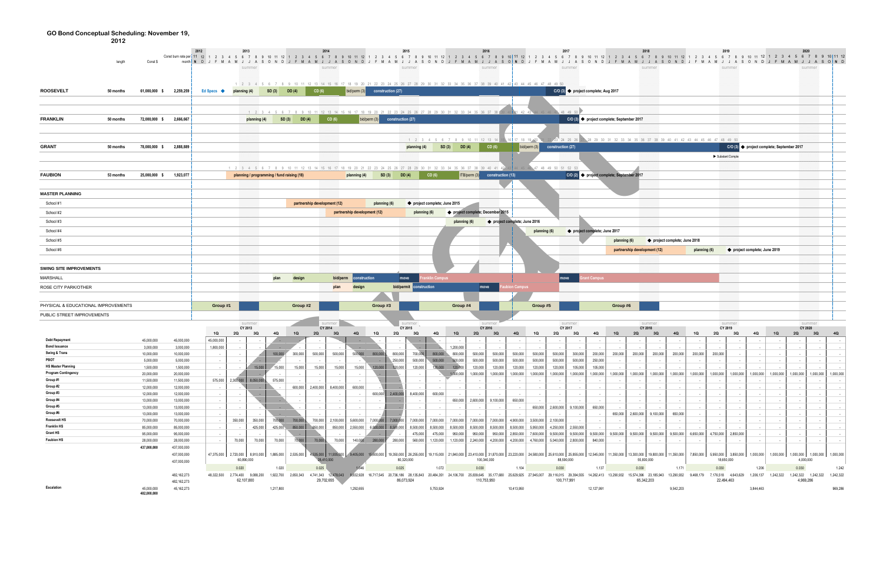# GO Bond Conceptual Scheduling: November 19, 2012

| | length | Const $ | Const burn rate per month |
|---|---|---|---|
| ROOSEVELT | 50 months | 61,000,000 $ | 2,259,259 |
| FRANKLIN | 50 months | 72,000,000 $ | 2,666,667 |
| GRANT | 50 months | 78,000,000 $ | 2,888,889 |
| FAUBION | 53 months | 25,000,000 $ | 1,923,077 |

**ROOSEVELT:** Ed Specs ◆ planning (4) SD (3) DD (4) CD (6) bid/perm (3) construction (27) C/O (3) ◆ project complete; Aug 2017

**FRANKLIN:** planning (4) SD (3) DD (4) CD (6) bid/perm (3) construction (27) C/O (3) ◆ project complete; September 2017

**GRANT:** planning (4) SD (3) DD (4) CD (6) bid/perm (3) construction (27) C/O (3) ◆ project complete; September 2017

▶ Substant Comple

**FAUBION:** planning / programming / fund raising (18) planning (4) SD (3) DD (4) CD (6) ITB/perm (3) construction (13) C/O (2) ◆ project complete; September 2017

## MASTER PLANNING

- School #1: partnership development (12) planning (6) ◆ project complete; June 2015
- School #2: partnership development (12) planning (6) ◆ project complete; December 2015
- School #3: planning (6) ◆ project complete; June 2016
- School #4: planning (6) ◆ project complete; June 2017
- School #5: planning (6) ◆ project complete; June 2018
- School #6: partnership development (12) planning (6) ◆ project complete; June 2019

## SWING SITE IMPROVEMENTS

- MARSHALL: plan design bid/perm construction move Franklin Campus move Grant Campus
- ROSE CITY PARK/OTHER: plan design bid/permit construction move Faubion Campus

PHYSICAL & EDUCATIONAL IMPROVEMENTS: Group #1 Group #2 Group #3 Group #4 Group #5 Group #6

PUBLIC STREET IMPROVEMENTS

| | | | CY 2013 1Q | 2Q | 3Q | 4Q | CY 2014 1Q | 2Q | 3Q | 4Q | CY 2015 1Q | 2Q | 3Q | 4Q | CY 2016 1Q | 2Q | 3Q | 4Q | CY 2017 1Q | 2Q | 3Q | 4Q | CY 2018 1Q | 2Q | 3Q | 4Q | CY 2019 1Q | 2Q | 3Q | 4Q | CY 2020 1Q | 2Q | 3Q | 4Q |
|---|---|---|---|---|---|---|---|---|---|---|---|---|---|---|---|---|---|---|---|---|---|---|---|---|---|---|---|---|---|---|---|---|---|---|
| Debt Repayment | 45,000,000 | 45,000,000 | 45,000,000 | - | - | - | - | - | - | - | - | - | - | - | - | - | - | - | - | - | - | - | - | - | - | - | - | - | - | - | - | - | - | - |
| Bond Issuance | 3,000,000 | 3,000,000 | 1,800,000 | - | - | - | - | - | - | - | - | - | - | - | 1,200,000 | - | - | - | - | - | - | - | - | - | - | - | - | - | - | - | - | - | - | - |
| Swing & Trans | 10,000,000 | 10,000,000 | - | - | - | 100,000 | 300,000 | 500,000 | 500,000 | 500,000 | 800,000 | 800,000 | 700,000 | 800,000 | 800,000 | 500,000 | 500,000 | 500,000 | 500,000 | 500,000 | 300,000 | 200,000 | 200,000 | 200,000 | 200,000 | 200,000 | 200,000 | 200,000 | - | - | - | - | - | - |
| PBOT | 5,000,000 | 5,000,000 | - | - | - | - | - | - | - | - | - | 250,000 | 500,000 | 500,000 | 500,000 | 500,000 | 500,000 | 500,000 | 500,000 | 500,000 | 500,000 | 250,000 | - | - | - | - | - | - | - | - | - | - | - | - |
| HS Master Planning | 1,500,000 | 1,500,000 | - | - | 15,000 | 15,000 | 15,000 | 15,000 | 15,000 | 15,000 | 120,000 | 120,000 | 120,000 | 120,000 | 120,000 | 120,000 | 120,000 | 120,000 | 120,000 | 120,000 | 105,000 | 105,000 | - | - | - | - | - | - | - | - | - | - | - | - |
| Program Contingency | 20,000,000 | 20,000,000 | - | - | - | - | - | - | - | - | - | - | - | - | 1,000,000 | 1,000,000 | 1,000,000 | 1,000,000 | 1,000,000 | 1,000,000 | 1,000,000 | 1,000,000 | 1,000,000 | 1,000,000 | 1,000,000 | 1,000,000 | 1,000,000 | 1,000,000 | 1,000,000 | 1,000,000 | 1,000,000 | 1,000,000 | 1,000,000 | 1,000,000 |
| Group #1 | 11,500,000 | 11,500,000 | 575,000 | 2,300,000 | 8,050,000 | 575,000 | - | - | - | - | - | - | - | - | - | - | - | - | - | - | - | - | - | - | - | - | - | - | - | - | - | - | - | - |
| Group #2 | 12,000,000 | 12,000,000 | - | - | - | - | 600,000 | 2,400,000 | 8,400,000 | 600,000 | - | - | - | - | - | - | - | - | - | - | - | - | - | - | - | - | - | - | - | - | - | - | - | - |
| Group #3 | 12,000,000 | 12,000,000 | - | - | - | - | - | - | - | - | 600,000 | 2,400,000 | 8,400,000 | 600,000 | - | - | - | - | - | - | - | - | - | - | - | - | - | - | - | - | - | - | - | - |
| Group #4 | 13,000,000 | 13,000,000 | - | - | - | - | - | - | - | - | - | - | - | - | 650,000 | 2,600,000 | 9,100,000 | 650,000 | - | - | - | - | - | - | - | - | - | - | - | - | - | - | - | - |
| Group #5 | 13,000,000 | 13,000,000 | - | - | - | - | - | - | - | - | - | - | - | - | - | - | - | - | 650,000 | 2,600,000 | 9,100,000 | 650,000 | - | - | - | - | - | - | - | - | - | - | - | - |
| Group #6 | 13,000,000 | 13,000,000 | - | - | - | - | - | - | - | - | - | - | - | - | - | - | - | - | - | - | - | - | 650,000 | 2,600,000 | 9,100,000 | 650,000 | - | - | - | - | - | - | - | - |
| Roosevelt HS | 70,000,000 | 70,000,000 | - | 350,000 | 350,000 | 700,000 | 700,000 | 700,000 | 2,100,000 | 5,600,000 | 7,000,000 | 7,000,000 | 7,000,000 | 7,000,000 | 7,000,000 | 7,000,000 | 7,000,000 | 4,900,000 | 3,500,000 | 2,100,000 | - | - | - | - | - | - | - | - | - | - | - | - | - | - |
| Franklin HS | 85,000,000 | 85,000,000 | - | - | 425,000 | 425,000 | 850,000 | 850,000 | 850,000 | 2,550,000 | 6,800,000 | 8,500,000 | 8,500,000 | 8,500,000 | 8,500,000 | 8,500,000 | 8,500,000 | 8,500,000 | 5,950,000 | 4,250,000 | 2,550,000 | - | - | - | - | - | - | - | - | - | - | - | - | - |
| Grant HS | 95,000,000 | 95,000,000 | - | - | - | - | - | - | - | - | - | - | 475,000 | 475,000 | 950,000 | 950,000 | 950,000 | 2,850,000 | 7,600,000 | 9,500,000 | 9,500,000 | 9,500,000 | 9,500,000 | 9,500,000 | 9,500,000 | 9,500,000 | 6,650,000 | 4,750,000 | 2,850,000 | - | - | - | - | - |
| Faubion HS | 28,000,000 | 28,000,000 | - | 70,000 | 70,000 | 70,000 | 70,000 | 70,000 | 70,000 | 140,000 | 280,000 | 280,000 | 560,000 | 1,120,000 | 1,120,000 | 2,240,000 | 4,200,000 | 4,200,000 | 4,760,000 | 5,040,000 | 2,800,000 | 840,000 | - | - | - | - | - | - | - | - | - | - | - | - |
| | 437,000,000 | 437,000,000 | | | | | | | | | | | | | | | | | | | | | | | | | | | | | | | | |
| | | 437,000,000 | 47,375,000 | 2,720,000 | 8,910,000 | 1,885,000 | 2,535,000 | 4,535,000 | 11,935,000 | 9,405,000 | 15,600,000 | 19,350,000 | 26,255,000 | 19,115,000 | 21,840,000 | 23,410,000 | 31,870,000 | 23,220,000 | 24,580,000 | 25,610,000 | 25,855,000 | 12,545,000 | 11,350,000 | 13,300,000 | 19,800,000 | 11,350,000 | 7,850,000 | 5,950,000 | 3,850,000 | 1,000,000 | 1,000,000 | 1,000,000 | 1,000,000 | 1,000,000 |
| | | 437,000,000 | | 60,890,000 | | | | 28,410,000 | | | | 80,320,000 | | | | 100,340,000 | | | | 88,590,000 | | | | 55,800,000 | | | | 18,650,000 | | | | 4,000,000 | | |
| | | | | 0.020 | | 1.020 | | 0.025 | | 1.046 | | 0.025 | | 1.072 | | 0.030 | | 1.104 | | 0.030 | | 1.137 | | 0.030 | | 1.171 | | 0.030 | | 1.206 | | 0.030 | | 1.242 |
| | | 482,162,273 | 48,322,500 | 2,774,400 | 9,088,200 | 1,922,700 | 2,650,343 | 4,741,343 | 12,478,043 | 9,832,928 | 16,717,545 | 20,736,186 | 28,135,843 | 20,484,351 | 24,106,700 | 25,839,645 | 35,177,680 | 25,629,925 | 27,945,007 | 29,116,015 | 29,394,555 | 14,262,413 | 13,290,932 | 15,574,396 | 23,185,943 | 13,290,932 | 9,468,179 | 7,176,518 | 4,643,629 | 1,206,137 | 1,242,322 | 1,242,322 | 1,242,322 | 1,242,322 |
| | | 482,162,273 | | 62,107,800 | | | | 29,702,655 | | | | 86,073,924 | | | | 110,753,950 | | | | 100,717,991 | | | | 65,342,203 | | | | 22,494,463 | | | | 4,969,286 | | |
| Escalation | 45,000,000 | 45,162,273 | | | | 1,217,800 | | | | 1,292,655 | | | | 5,753,924 | | | | 10,413,950 | | | | 12,127,991 | | | | 9,542,203 | | | | 3,844,463 | | | | 969,286 |
| | 482,000,000 | | | | | | | | | | | | | | | | | | | | | | | | | | | | | | | | | |